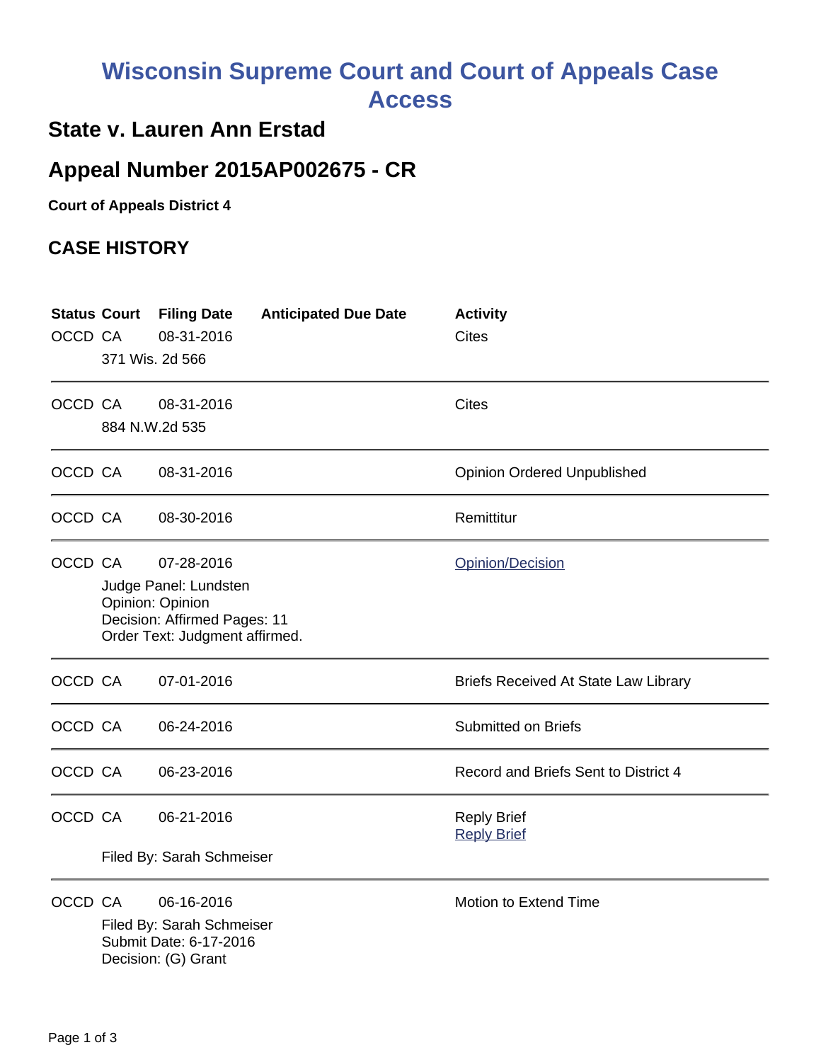# Wisconsin Supreme Court and Court of Appeals Case Access

## State v. Lauren Ann Erstad

## Appeal Number 2015AP002675 - CR

**Court of Appeals District 4**

### CASE HISTORY

| Status | Court | Filing Date | Anticipated Due Date | Activity |
|---|---|---|---|---|
| OCCD | CA | 08-31-2016 | | Cites |
| | 371 Wis. 2d 566 | | | |
| OCCD | CA | 08-31-2016 | | Cites |
| | 884 N.W.2d 535 | | | |
| OCCD | CA | 08-31-2016 | | Opinion Ordered Unpublished |
| OCCD | CA | 08-30-2016 | | Remittitur |
| OCCD | CA | 07-28-2016 | | Opinion/Decision |
| | Judge Panel: Lundsten<br>Opinion: Opinion<br>Decision: Affirmed Pages: 11<br>Order Text: Judgment affirmed. | | | |
| OCCD | CA | 07-01-2016 | | Briefs Received At State Law Library |
| OCCD | CA | 06-24-2016 | | Submitted on Briefs |
| OCCD | CA | 06-23-2016 | | Record and Briefs Sent to District 4 |
| OCCD | CA | 06-21-2016 | | Reply Brief<br>Reply Brief |
| | Filed By: Sarah Schmeiser | | | |
| OCCD | CA | 06-16-2016 | | Motion to Extend Time |
| | Filed By: Sarah Schmeiser<br>Submit Date: 6-17-2016<br>Decision: (G) Grant | | | |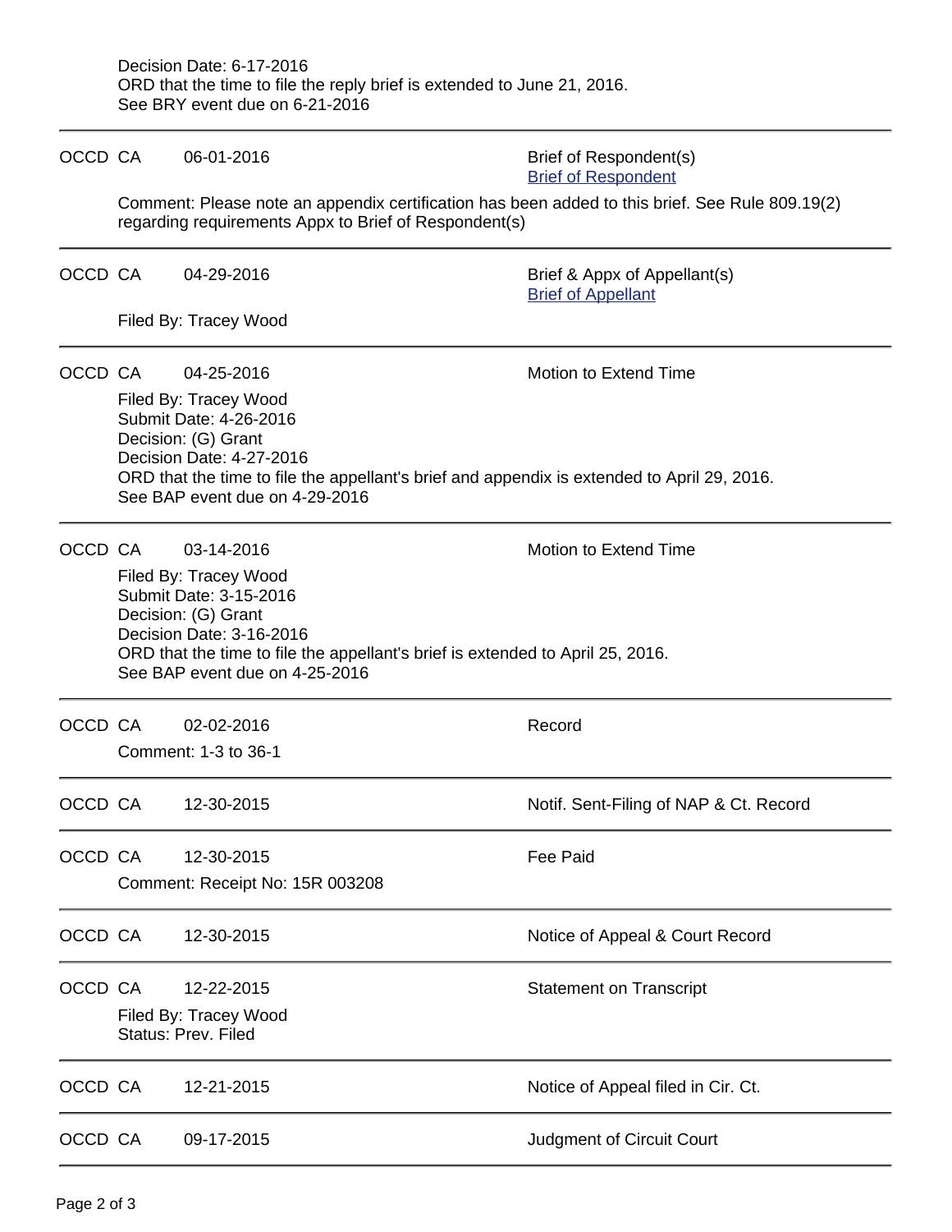Decision Date: 6-17-2016
ORD that the time to file the reply brief is extended to June 21, 2016.
See BRY event due on 6-21-2016

---

OCCD CA 06-01-2016 Brief of Respondent(s)
[Brief of Respondent]

Comment: Please note an appendix certification has been added to this brief. See Rule 809.19(2) regarding requirements Appx to Brief of Respondent(s)

---

OCCD CA 04-29-2016 Brief & Appx of Appellant(s)
[Brief of Appellant]

Filed By: Tracey Wood

---

OCCD CA 04-25-2016 Motion to Extend Time

Filed By: Tracey Wood
Submit Date: 4-26-2016
Decision: (G) Grant
Decision Date: 4-27-2016
ORD that the time to file the appellant's brief and appendix is extended to April 29, 2016.
See BAP event due on 4-29-2016

---

OCCD CA 03-14-2016 Motion to Extend Time

Filed By: Tracey Wood
Submit Date: 3-15-2016
Decision: (G) Grant
Decision Date: 3-16-2016
ORD that the time to file the appellant's brief is extended to April 25, 2016.
See BAP event due on 4-25-2016

---

OCCD CA 02-02-2016 Record

Comment: 1-3 to 36-1

---

OCCD CA 12-30-2015 Notif. Sent-Filing of NAP & Ct. Record

---

OCCD CA 12-30-2015 Fee Paid

Comment: Receipt No: 15R 003208

---

OCCD CA 12-30-2015 Notice of Appeal & Court Record

---

OCCD CA 12-22-2015 Statement on Transcript

Filed By: Tracey Wood
Status: Prev. Filed

---

OCCD CA 12-21-2015 Notice of Appeal filed in Cir. Ct.

---

OCCD CA 09-17-2015 Judgment of Circuit Court

---